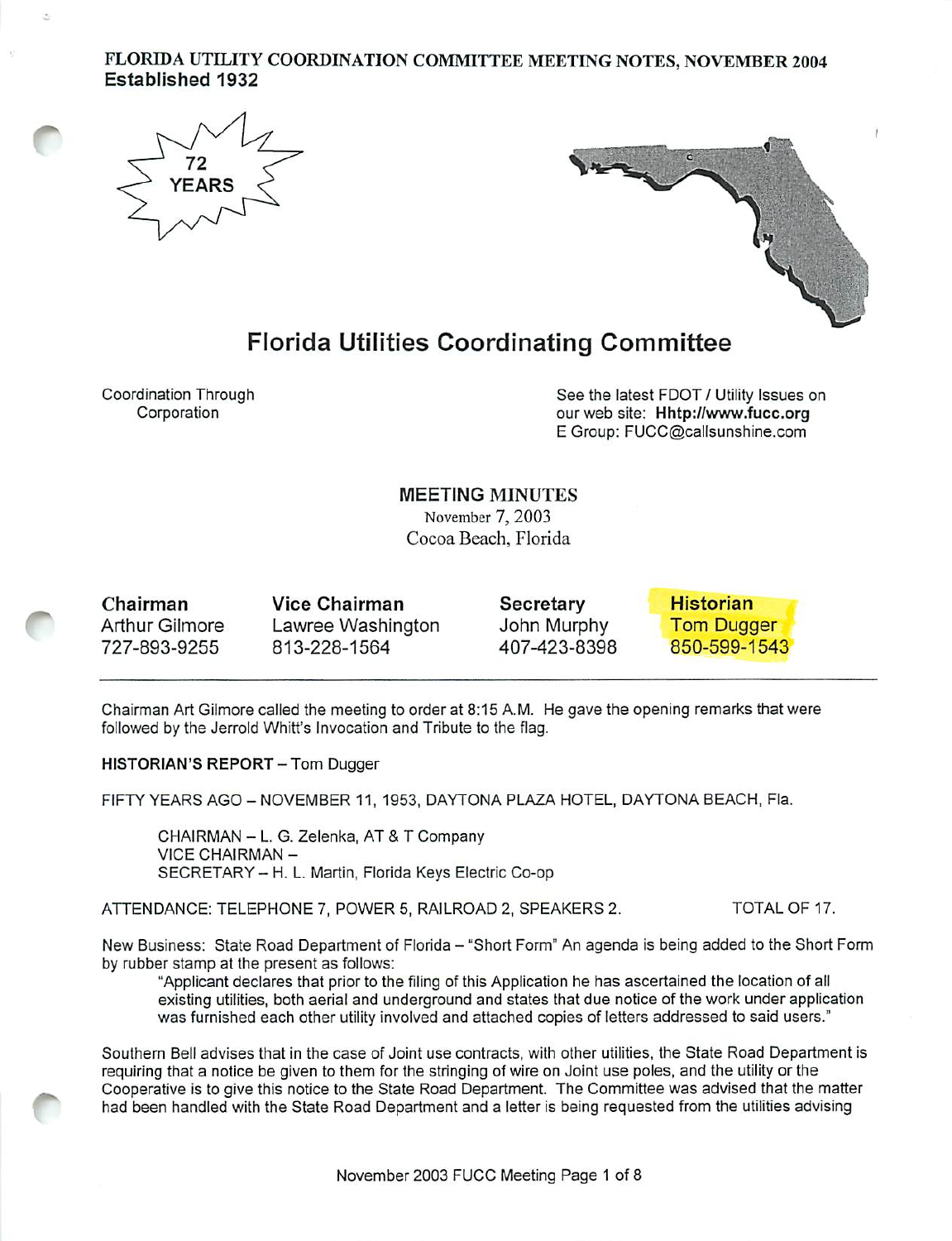FLORIDA UTILITY COORDINATION COMMITTEE MEETING NOTES, NOVEMBER 2004
**Established 1932**

72 YEARS

# Florida Utilities Coordinating Committee

Coordination Through Corporation

See the latest FDOT / Utility Issues on our web site: **Hhtp://www.fucc.org**
E Group: FUCC@callsunshine.com

## MEETING MINUTES

November 7, 2003
Cocoa Beach, Florida

| **Chairman** | **Vice Chairman** | **Secretary** | **Historian** |
|---|---|---|---|
| Arthur Gilmore | Lawree Washington | John Murphy | Tom Dugger |
| 727-893-9255 | 813-228-1564 | 407-423-8398 | 850-599-1543 |

Chairman Art Gilmore called the meeting to order at 8:15 A.M. He gave the opening remarks that were followed by the Jerrold Whitt's Invocation and Tribute to the flag.

**HISTORIAN'S REPORT** – Tom Dugger

FIFTY YEARS AGO – NOVEMBER 11, 1953, DAYTONA PLAZA HOTEL, DAYTONA BEACH, Fla.

CHAIRMAN – L. G. Zelenka, AT & T Company
VICE CHAIRMAN –
SECRETARY – H. L. Martin, Florida Keys Electric Co-op

ATTENDANCE: TELEPHONE 7, POWER 5, RAILROAD 2, SPEAKERS 2. TOTAL OF 17.

New Business: State Road Department of Florida – "Short Form" An agenda is being added to the Short Form by rubber stamp at the present as follows:

> "Applicant declares that prior to the filing of this Application he has ascertained the location of all existing utilities, both aerial and underground and states that due notice of the work under application was furnished each other utility involved and attached copies of letters addressed to said users."

Southern Bell advises that in the case of Joint use contracts, with other utilities, the State Road Department is requiring that a notice be given to them for the stringing of wire on Joint use poles, and the utility or the Cooperative is to give this notice to the State Road Department. The Committee was advised that the matter had been handled with the State Road Department and a letter is being requested from the utilities advising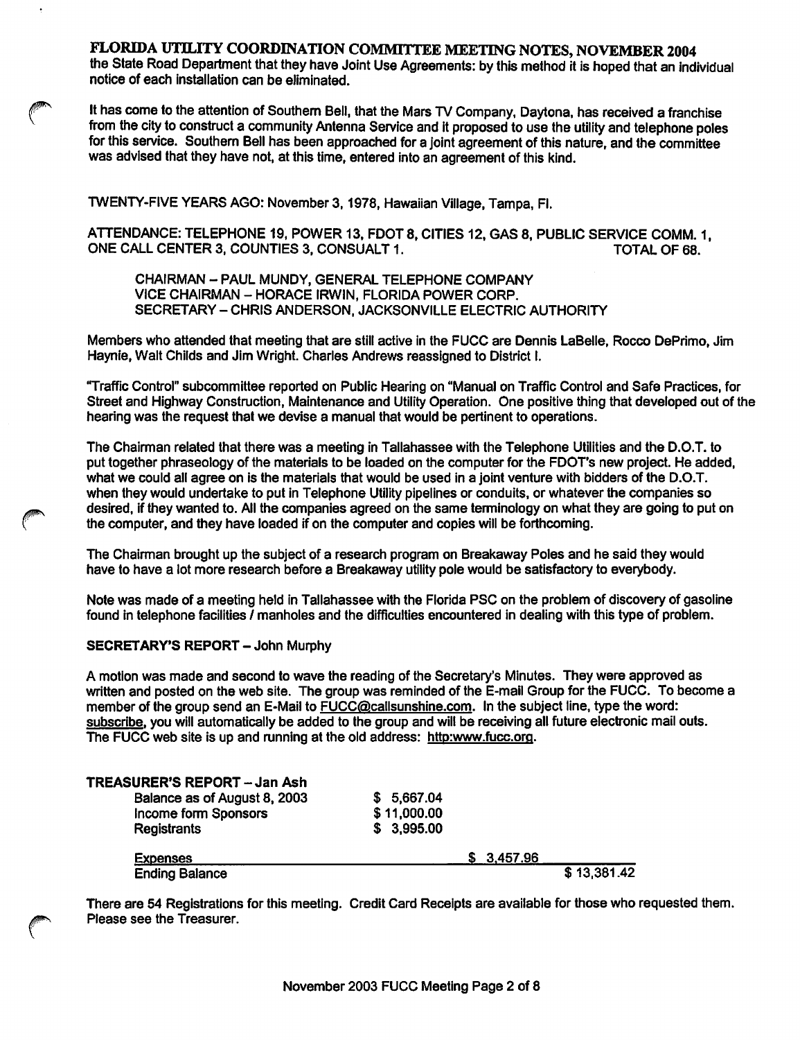the State Road Department that they have Joint Use Agreements: by this method it is hoped that an individual notice of each installation can be eliminated.

It has come to the attention of Southern Bell, that the Mars TV Company, Daytona, has received a franchise from the city to construct a community Antenna Service and it proposed to use the utility and telephone poles for this service. Southern Bell has been approached for a joint agreement of this nature, and the committee was advised that they have not, at this time, entered into an agreement of this kind.

TWENTY-FIVE YEARS AGO: November 3, 1978, Hawaiian Village, Tampa, Fl.

ATTENDANCE: TELEPHONE 19, POWER 13, FDOT 8, CITIES 12, GAS 8, PUBLIC SERVICE COMM. 1, ONE CALL CENTER 3, COUNTIES 3, CONSUALT 1. TOTAL OF 68.

CHAIRMAN – PAUL MUNDY, GENERAL TELEPHONE COMPANY
VICE CHAIRMAN – HORACE IRWIN, FLORIDA POWER CORP.
SECRETARY – CHRIS ANDERSON, JACKSONVILLE ELECTRIC AUTHORITY

Members who attended that meeting that are still active in the FUCC are Dennis LaBelle, Rocco DePrimo, Jim Haynie, Walt Childs and Jim Wright. Charles Andrews reassigned to District I.

"Traffic Control" subcommittee reported on Public Hearing on "Manual on Traffic Control and Safe Practices, for Street and Highway Construction, Maintenance and Utility Operation. One positive thing that developed out of the hearing was the request that we devise a manual that would be pertinent to operations.

The Chairman related that there was a meeting in Tallahassee with the Telephone Utilities and the D.O.T. to put together phraseology of the materials to be loaded on the computer for the FDOT's new project. He added, what we could all agree on is the materials that would be used in a joint venture with bidders of the D.O.T. when they would undertake to put in Telephone Utility pipelines or conduits, or whatever the companies so desired, if they wanted to. All the companies agreed on the same terminology on what they are going to put on the computer, and they have loaded if on the computer and copies will be forthcoming.

The Chairman brought up the subject of a research program on Breakaway Poles and he said they would have to have a lot more research before a Breakaway utility pole would be satisfactory to everybody.

Note was made of a meeting held in Tallahassee with the Florida PSC on the problem of discovery of gasoline found in telephone facilities / manholes and the difficulties encountered in dealing with this type of problem.

**SECRETARY'S REPORT** – John Murphy

A motion was made and second to wave the reading of the Secretary's Minutes. They were approved as written and posted on the web site. The group was reminded of the E-mail Group for the FUCC. To become a member of the group send an E-Mail to FUCC@callsunshine.com. In the subject line, type the word: subscribe, you will automatically be added to the group and will be receiving all future electronic mail outs. The FUCC web site is up and running at the old address: http:www.fucc.org.

**TREASURER'S REPORT** – Jan Ash

| | | | |
|---|---|---|---|
| Balance as of August 8, 2003 | $ 5,667.04 | | |
| Income form Sponsors | $ 11,000.00 | | |
| Registrants | $ 3,995.00 | | |
| Expenses | | $ 3,457.96 | |
| Ending Balance | | | $ 13,381.42 |

There are 54 Registrations for this meeting. Credit Card Receipts are available for those who requested them. Please see the Treasurer.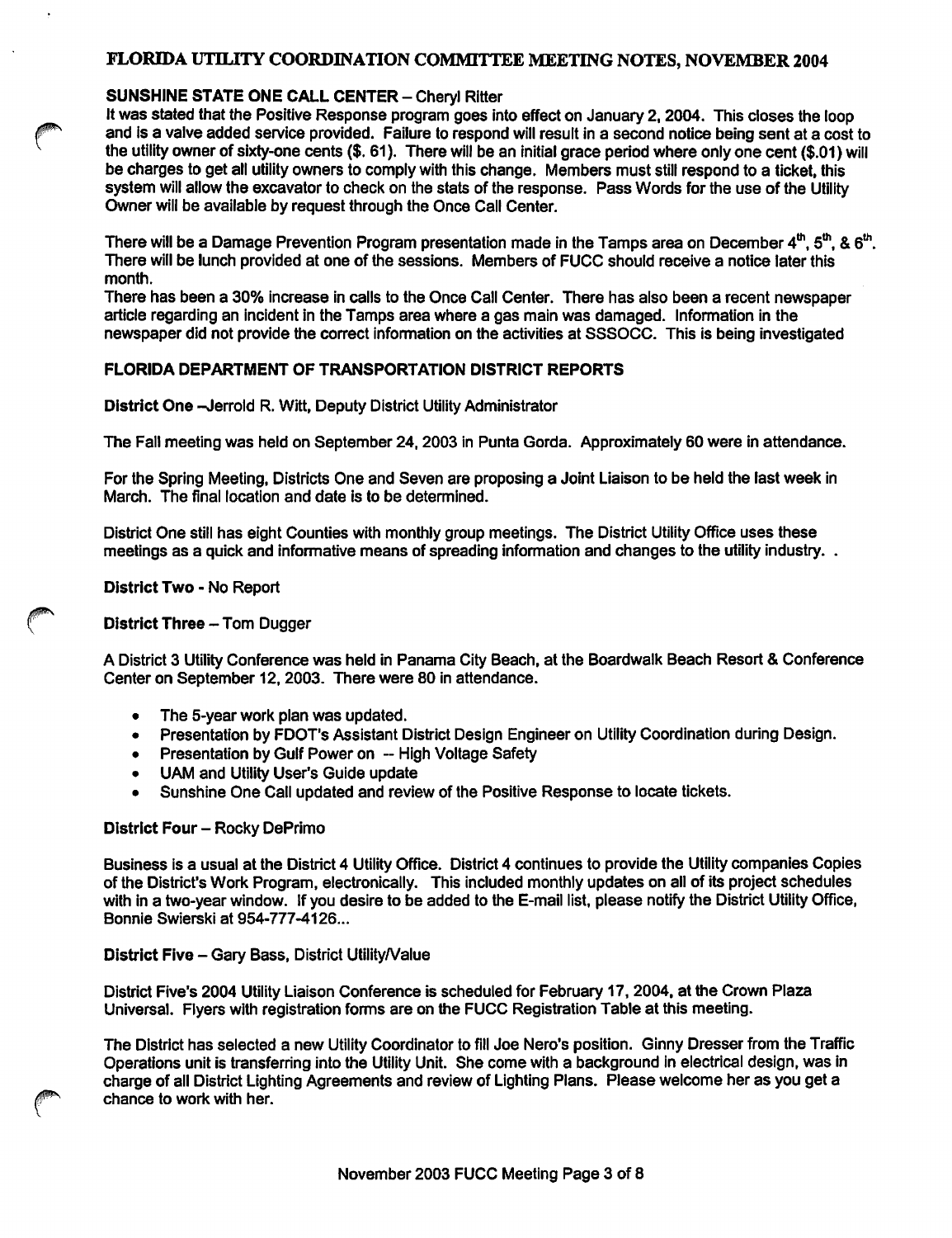# FLORIDA UTILITY COORDINATION COMMITTEE MEETING NOTES, NOVEMBER 2004

**SUNSHINE STATE ONE CALL CENTER** – Cheryl Ritter

It was stated that the Positive Response program goes into effect on January 2, 2004. This closes the loop and is a valve added service provided. Failure to respond will result in a second notice being sent at a cost to the utility owner of sixty-one cents ($. 61). There will be an initial grace period where only one cent ($.01) will be charges to get all utility owners to comply with this change. Members must still respond to a ticket, this system will allow the excavator to check on the stats of the response. Pass Words for the use of the Utility Owner will be available by request through the Once Call Center.

There will be a Damage Prevention Program presentation made in the Tamps area on December 4th, 5th, & 6th. There will be lunch provided at one of the sessions. Members of FUCC should receive a notice later this month.

There has been a 30% increase in calls to the Once Call Center. There has also been a recent newspaper article regarding an incident in the Tamps area where a gas main was damaged. Information in the newspaper did not provide the correct information on the activities at SSSOCC. This is being investigated

## FLORIDA DEPARTMENT OF TRANSPORTATION DISTRICT REPORTS

**District One** –Jerrold R. Witt, Deputy District Utility Administrator

The Fall meeting was held on September 24, 2003 in Punta Gorda. Approximately 60 were in attendance.

For the Spring Meeting, Districts One and Seven are proposing a Joint Liaison to be held the last week in March. The final location and date is to be determined.

District One still has eight Counties with monthly group meetings. The District Utility Office uses these meetings as a quick and informative means of spreading information and changes to the utility industry. .

**District Two** - No Report

**District Three** – Tom Dugger

A District 3 Utility Conference was held in Panama City Beach, at the Boardwalk Beach Resort & Conference Center on September 12, 2003. There were 80 in attendance.

- The 5-year work plan was updated.
- Presentation by FDOT's Assistant District Design Engineer on Utility Coordination during Design.
- Presentation by Gulf Power on -- High Voltage Safety
- UAM and Utility User's Guide update
- Sunshine One Call updated and review of the Positive Response to locate tickets.

**District Four** – Rocky DePrimo

Business is a usual at the District 4 Utility Office. District 4 continues to provide the Utility companies Copies of the District's Work Program, electronically. This included monthly updates on all of its project schedules with in a two-year window. If you desire to be added to the E-mail list, please notify the District Utility Office, Bonnie Swierski at 954-777-4126...

**District Five** – Gary Bass, District Utility/Value

District Five's 2004 Utility Liaison Conference is scheduled for February 17, 2004, at the Crown Plaza Universal. Flyers with registration forms are on the FUCC Registration Table at this meeting.

The District has selected a new Utility Coordinator to fill Joe Nero's position. Ginny Dresser from the Traffic Operations unit is transferring into the Utility Unit. She come with a background in electrical design, was in charge of all District Lighting Agreements and review of Lighting Plans. Please welcome her as you get a chance to work with her.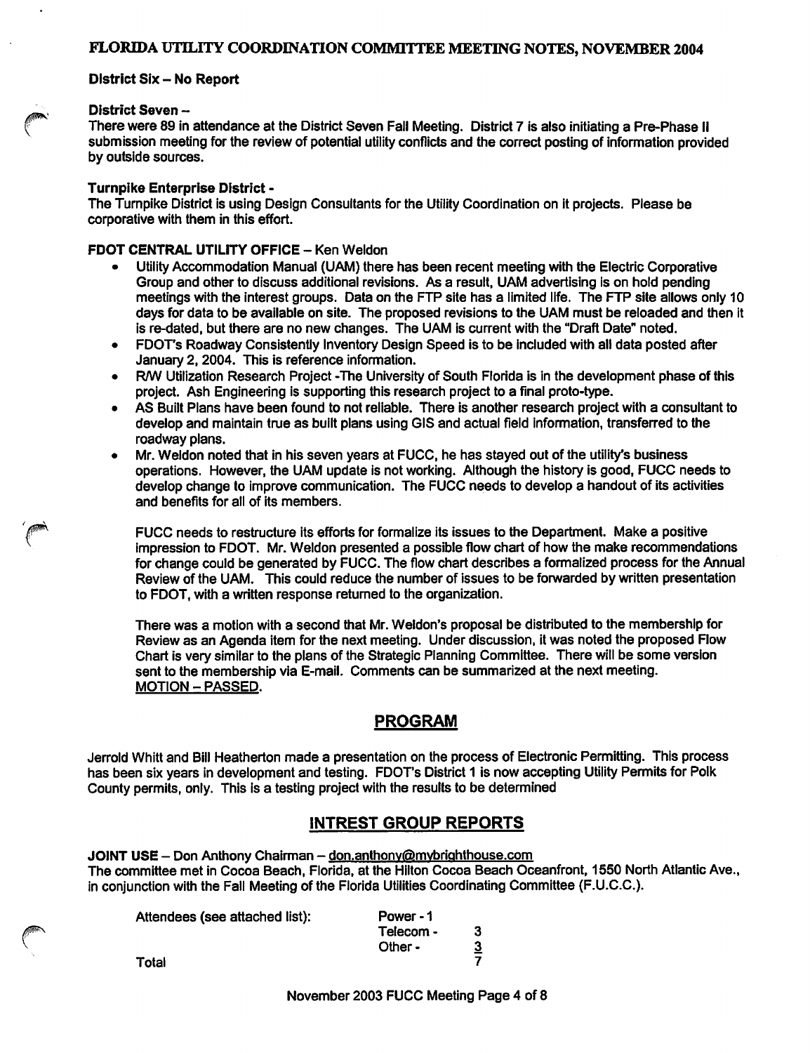**District Six – No Report**

**District Seven –**
There were 89 in attendance at the District Seven Fall Meeting. District 7 is also initiating a Pre-Phase II submission meeting for the review of potential utility conflicts and the correct posting of information provided by outside sources.

**Turnpike Enterprise District -**
The Turnpike District is using Design Consultants for the Utility Coordination on it projects. Please be corporative with them in this effort.

**FDOT CENTRAL UTILITY OFFICE** – Ken Weldon

- Utility Accommodation Manual (UAM) there has been recent meeting with the Electric Corporative Group and other to discuss additional revisions. As a result, UAM advertising is on hold pending meetings with the interest groups. Data on the FTP site has a limited life. The FTP site allows only 10 days for data to be available on site. The proposed revisions to the UAM must be reloaded and then it is re-dated, but there are no new changes. The UAM is current with the "Draft Date" noted.
- FDOT's Roadway Consistently Inventory Design Speed is to be included with all data posted after January 2, 2004. This is reference information.
- R/W Utilization Research Project -The University of South Florida is in the development phase of this project. Ash Engineering is supporting this research project to a final proto-type.
- AS Built Plans have been found to not reliable. There is another research project with a consultant to develop and maintain true as built plans using GIS and actual field information, transferred to the roadway plans.
- Mr. Weldon noted that in his seven years at FUCC, he has stayed out of the utility's business operations. However, the UAM update is not working. Although the history is good, FUCC needs to develop change to improve communication. The FUCC needs to develop a handout of its activities and benefits for all of its members.

  FUCC needs to restructure its efforts for formalize its issues to the Department. Make a positive impression to FDOT. Mr. Weldon presented a possible flow chart of how the make recommendations for change could be generated by FUCC. The flow chart describes a formalized process for the Annual Review of the UAM. This could reduce the number of issues to be forwarded by written presentation to FDOT, with a written response returned to the organization.

  There was a motion with a second that Mr. Weldon's proposal be distributed to the membership for Review as an Agenda item for the next meeting. Under discussion, it was noted the proposed Flow Chart is very similar to the plans of the Strategic Planning Committee. There will be some version sent to the membership via E-mail. Comments can be summarized at the next meeting. MOTION – PASSED.

## PROGRAM

Jerrold Whitt and Bill Heatherton made a presentation on the process of Electronic Permitting. This process has been six years in development and testing. FDOT's District 1 is now accepting Utility Permits for Polk County permits, only. This is a testing project with the results to be determined

## INTREST GROUP REPORTS

**JOINT USE** – Don Anthony Chairman – don.anthony@mybrighthouse.com
The committee met in Cocoa Beach, Florida, at the Hilton Cocoa Beach Oceanfront, 1550 North Atlantic Ave., in conjunction with the Fall Meeting of the Florida Utilities Coordinating Committee (F.U.C.C.).

| Attendees (see attached list): | Power - 1 | |
|---|---|---|
| | Telecom - | 3 |
| | Other - | 3 |
| Total | | 7 |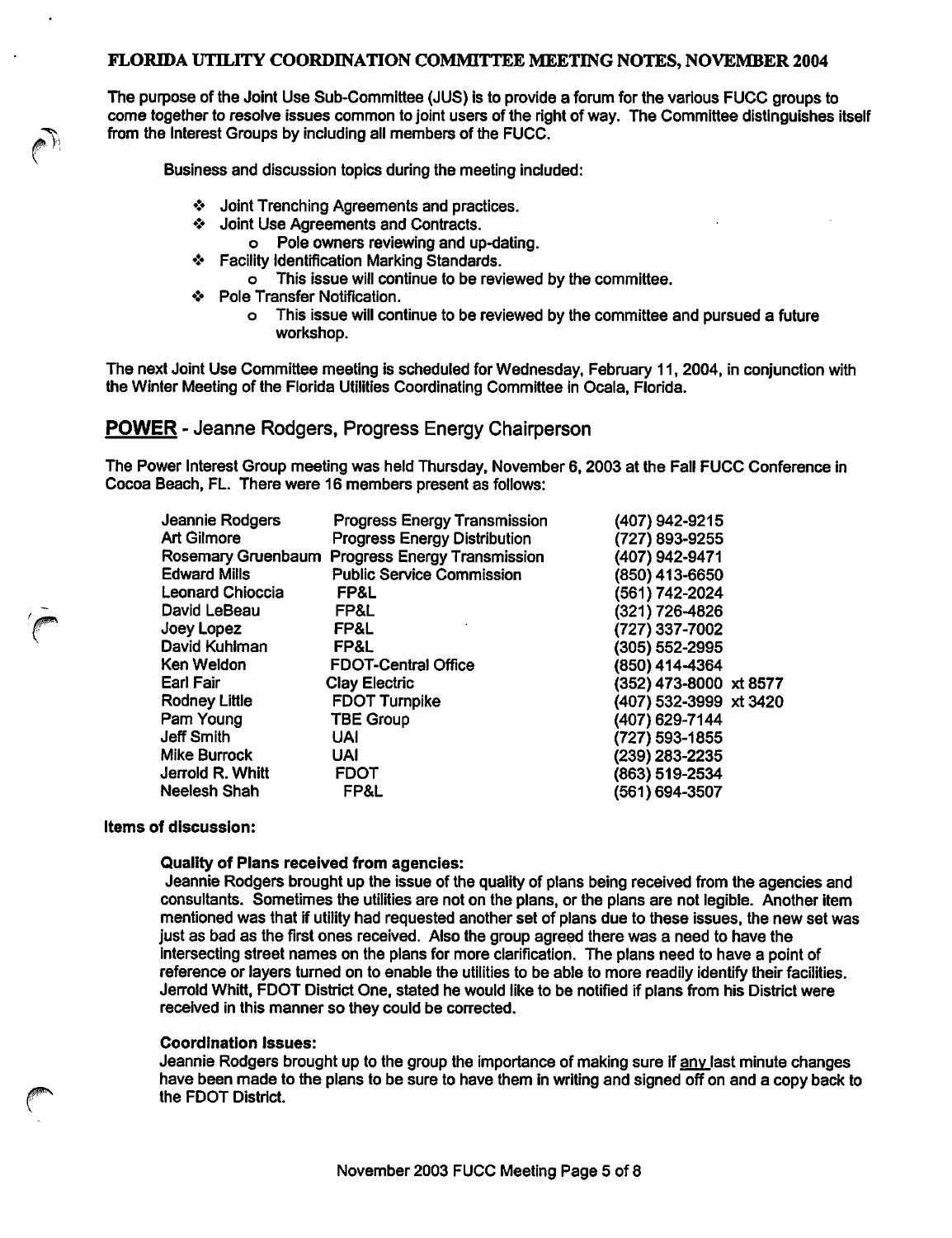# FLORIDA UTILITY COORDINATION COMMITTEE MEETING NOTES, NOVEMBER 2004

The purpose of the Joint Use Sub-Committee (JUS) is to provide a forum for the various FUCC groups to come together to resolve issues common to joint users of the right of way. The Committee distinguishes itself from the Interest Groups by including all members of the FUCC.

Business and discussion topics during the meeting included:

- Joint Trenching Agreements and practices.
- Joint Use Agreements and Contracts.
  - Pole owners reviewing and up-dating.
- Facility Identification Marking Standards.
  - This issue will continue to be reviewed by the committee.
- Pole Transfer Notification.
  - This issue will continue to be reviewed by the committee and pursued a future workshop.

The next Joint Use Committee meeting is scheduled for Wednesday, February 11, 2004, in conjunction with the Winter Meeting of the Florida Utilities Coordinating Committee in Ocala, Florida.

## POWER - Jeanne Rodgers, Progress Energy Chairperson

The Power Interest Group meeting was held Thursday, November 6, 2003 at the Fall FUCC Conference in Cocoa Beach, FL. There were 16 members present as follows:

| Name | Organization | Phone |
|---|---|---|
| Jeannie Rodgers | Progress Energy Transmission | (407) 942-9215 |
| Art Gilmore | Progress Energy Distribution | (727) 893-9255 |
| Rosemary Gruenbaum | Progress Energy Transmission | (407) 942-9471 |
| Edward Mills | Public Service Commission | (850) 413-6650 |
| Leonard Chioccia | FP&L | (561) 742-2024 |
| David LeBeau | FP&L | (321) 726-4826 |
| Joey Lopez | FP&L | (727) 337-7002 |
| David Kuhlman | FP&L | (305) 552-2995 |
| Ken Weldon | FDOT-Central Office | (850) 414-4364 |
| Earl Fair | Clay Electric | (352) 473-8000 xt 8577 |
| Rodney Little | FDOT Turnpike | (407) 532-3999 xt 3420 |
| Pam Young | TBE Group | (407) 629-7144 |
| Jeff Smith | UAI | (727) 593-1855 |
| Mike Burrock | UAI | (239) 283-2235 |
| Jerrold R. Whitt | FDOT | (863) 519-2534 |
| Neelesh Shah | FP&L | (561) 694-3507 |

**Items of discussion:**

**Quality of Plans received from agencies:**

Jeannie Rodgers brought up the issue of the quality of plans being received from the agencies and consultants. Sometimes the utilities are not on the plans, or the plans are not legible. Another item mentioned was that if utility had requested another set of plans due to these issues, the new set was just as bad as the first ones received. Also the group agreed there was a need to have the intersecting street names on the plans for more clarification. The plans need to have a point of reference or layers turned on to enable the utilities to be able to more readily identify their facilities. Jerrold Whitt, FDOT District One, stated he would like to be notified if plans from his District were received in this manner so they could be corrected.

**Coordination Issues:**

Jeannie Rodgers brought up to the group the importance of making sure if any last minute changes have been made to the plans to be sure to have them in writing and signed off on and a copy back to the FDOT District.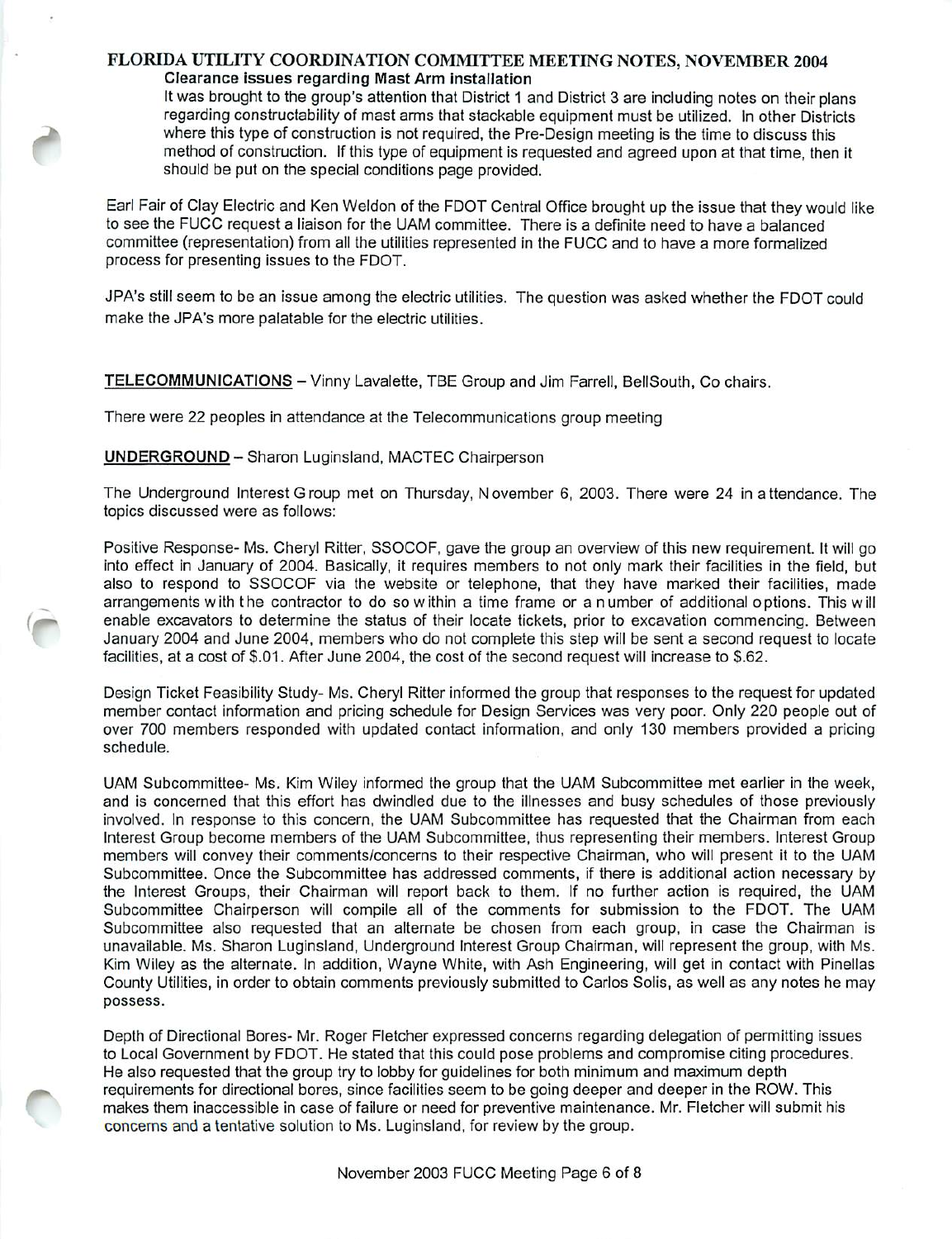**Clearance issues regarding Mast Arm installation**

It was brought to the group's attention that District 1 and District 3 are including notes on their plans regarding constructability of mast arms that stackable equipment must be utilized. In other Districts where this type of construction is not required, the Pre-Design meeting is the time to discuss this method of construction. If this type of equipment is requested and agreed upon at that time, then it should be put on the special conditions page provided.

Earl Fair of Clay Electric and Ken Weldon of the FDOT Central Office brought up the issue that they would like to see the FUCC request a liaison for the UAM committee. There is a definite need to have a balanced committee (representation) from all the utilities represented in the FUCC and to have a more formalized process for presenting issues to the FDOT.

JPA's still seem to be an issue among the electric utilities. The question was asked whether the FDOT could make the JPA's more palatable for the electric utilities.

**TELECOMMUNICATIONS** – Vinny Lavalette, TBE Group and Jim Farrell, BellSouth, Co chairs.

There were 22 peoples in attendance at the Telecommunications group meeting

**UNDERGROUND** – Sharon Luginsland, MACTEC Chairperson

The Underground Interest Group met on Thursday, November 6, 2003. There were 24 in attendance. The topics discussed were as follows:

Positive Response- Ms. Cheryl Ritter, SSOCOF, gave the group an overview of this new requirement. It will go into effect in January of 2004. Basically, it requires members to not only mark their facilities in the field, but also to respond to SSOCOF via the website or telephone, that they have marked their facilities, made arrangements with the contractor to do so within a time frame or a number of additional options. This will enable excavators to determine the status of their locate tickets, prior to excavation commencing. Between January 2004 and June 2004, members who do not complete this step will be sent a second request to locate facilities, at a cost of $.01. After June 2004, the cost of the second request will increase to $.62.

Design Ticket Feasibility Study- Ms. Cheryl Ritter informed the group that responses to the request for updated member contact information and pricing schedule for Design Services was very poor. Only 220 people out of over 700 members responded with updated contact information, and only 130 members provided a pricing schedule.

UAM Subcommittee- Ms. Kim Wiley informed the group that the UAM Subcommittee met earlier in the week, and is concerned that this effort has dwindled due to the illnesses and busy schedules of those previously involved. In response to this concern, the UAM Subcommittee has requested that the Chairman from each Interest Group become members of the UAM Subcommittee, thus representing their members. Interest Group members will convey their comments/concerns to their respective Chairman, who will present it to the UAM Subcommittee. Once the Subcommittee has addressed comments, if there is additional action necessary by the Interest Groups, their Chairman will report back to them. If no further action is required, the UAM Subcommittee Chairperson will compile all of the comments for submission to the FDOT. The UAM Subcommittee also requested that an alternate be chosen from each group, in case the Chairman is unavailable. Ms. Sharon Luginsland, Underground Interest Group Chairman, will represent the group, with Ms. Kim Wiley as the alternate. In addition, Wayne White, with Ash Engineering, will get in contact with Pinellas County Utilities, in order to obtain comments previously submitted to Carlos Solis, as well as any notes he may possess.

Depth of Directional Bores- Mr. Roger Fletcher expressed concerns regarding delegation of permitting issues to Local Government by FDOT. He stated that this could pose problems and compromise citing procedures. He also requested that the group try to lobby for guidelines for both minimum and maximum depth requirements for directional bores, since facilities seem to be going deeper and deeper in the ROW. This makes them inaccessible in case of failure or need for preventive maintenance. Mr. Fletcher will submit his concerns and a tentative solution to Ms. Luginsland, for review by the group.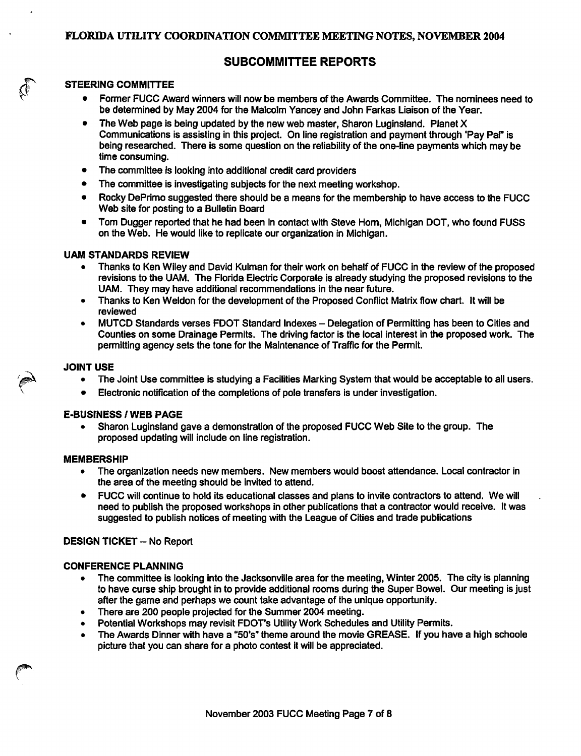## SUBCOMMITTEE REPORTS

### STEERING COMMITTEE

- Former FUCC Award winners will now be members of the Awards Committee. The nominees need to be determined by May 2004 for the Malcolm Yancey and John Farkas Liaison of the Year.
- The Web page is being updated by the new web master, Sharon Luginsland. Planet X Communications is assisting in this project. On line registration and payment through 'Pay Pal" is being researched. There is some question on the reliability of the one-line payments which may be time consuming.
- The committee is looking into additional credit card providers
- The committee is investigating subjects for the next meeting workshop.
- Rocky DePrimo suggested there should be a means for the membership to have access to the FUCC Web site for posting to a Bulletin Board
- Tom Dugger reported that he had been in contact with Steve Horn, Michigan DOT, who found FUSS on the Web. He would like to replicate our organization in Michigan.

### UAM STANDARDS REVIEW

- Thanks to Ken Wiley and David Kulman for their work on behalf of FUCC in the review of the proposed revisions to the UAM. The Florida Electric Corporate is already studying the proposed revisions to the UAM. They may have additional recommendations in the near future.
- Thanks to Ken Weldon for the development of the Proposed Conflict Matrix flow chart. It will be reviewed
- MUTCD Standards verses FDOT Standard Indexes – Delegation of Permitting has been to Cities and Counties on some Drainage Permits. The driving factor is the local interest in the proposed work. The permitting agency sets the tone for the Maintenance of Traffic for the Permit.

### JOINT USE

- The Joint Use committee is studying a Facilities Marking System that would be acceptable to all users.
- Electronic notification of the completions of pole transfers is under investigation.

### E-BUSINESS / WEB PAGE

- Sharon Luginsland gave a demonstration of the proposed FUCC Web Site to the group. The proposed updating will include on line registration.

### MEMBERSHIP

- The organization needs new members. New members would boost attendance. Local contractor in the area of the meeting should be invited to attend.
- FUCC will continue to hold its educational classes and plans to invite contractors to attend. We will need to publish the proposed workshops in other publications that a contractor would receive. It was suggested to publish notices of meeting with the League of Cities and trade publications

### DESIGN TICKET – No Report

### CONFERENCE PLANNING

- The committee is looking into the Jacksonville area for the meeting, Winter 2005. The city is planning to have curse ship brought in to provide additional rooms during the Super Bowel. Our meeting is just after the game and perhaps we count take advantage of the unique opportunity.
- There are 200 people projected for the Summer 2004 meeting.
- Potential Workshops may revisit FDOT's Utility Work Schedules and Utility Permits.
- The Awards Dinner with have a "50's" theme around the movie GREASE. If you have a high schoole picture that you can share for a photo contest it will be appreciated.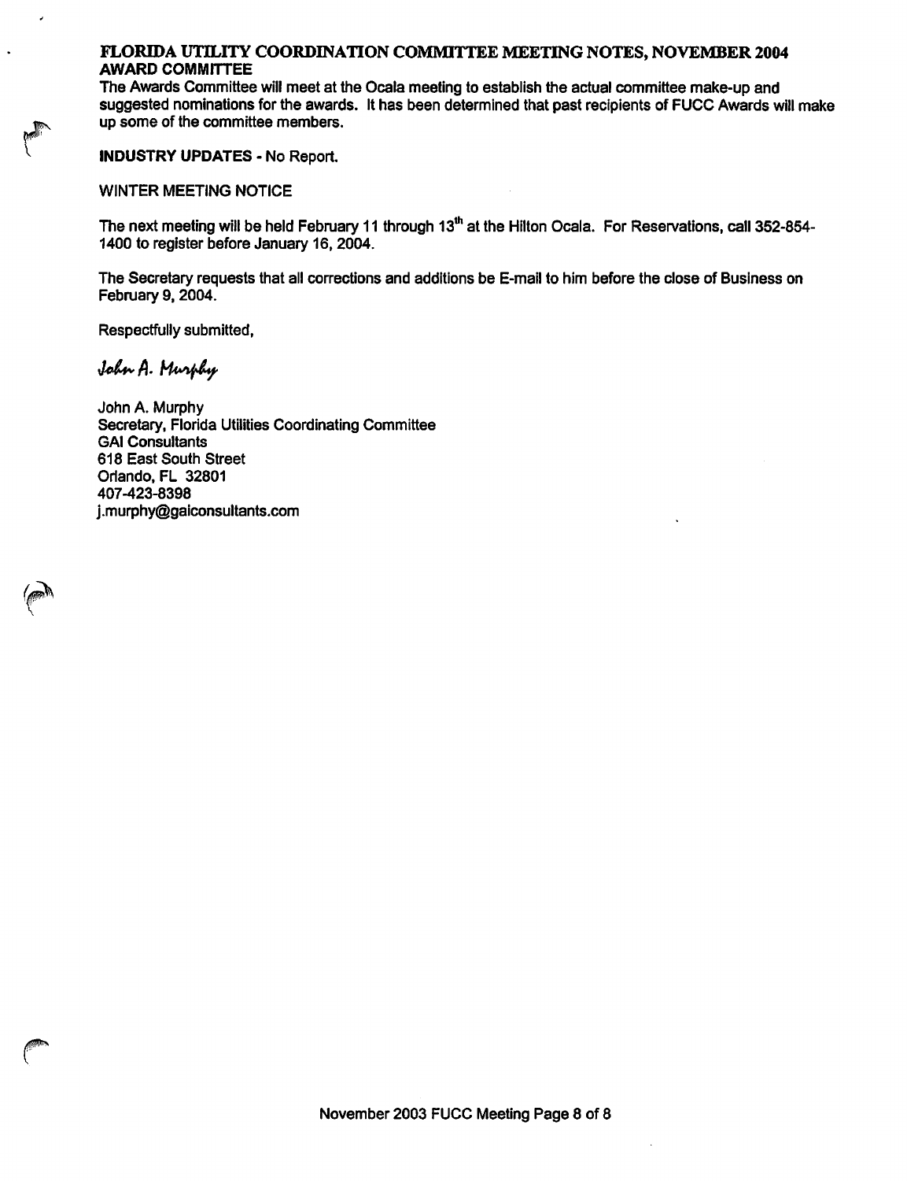**FLORIDA UTILITY COORDINATION COMMITTEE MEETING NOTES, NOVEMBER 2004**

**AWARD COMMITTEE**

The Awards Committee will meet at the Ocala meeting to establish the actual committee make-up and suggested nominations for the awards. It has been determined that past recipients of FUCC Awards will make up some of the committee members.

**INDUSTRY UPDATES** - No Report.

WINTER MEETING NOTICE

The next meeting will be held February 11 through 13th at the Hilton Ocala. For Reservations, call 352-854-1400 to register before January 16, 2004.

The Secretary requests that all corrections and additions be E-mail to him before the close of Business on February 9, 2004.

Respectfully submitted,

*John A. Murphy*

John A. Murphy
Secretary, Florida Utilities Coordinating Committee
GAI Consultants
618 East South Street
Orlando, FL 32801
407-423-8398
j.murphy@gaiconsultants.com